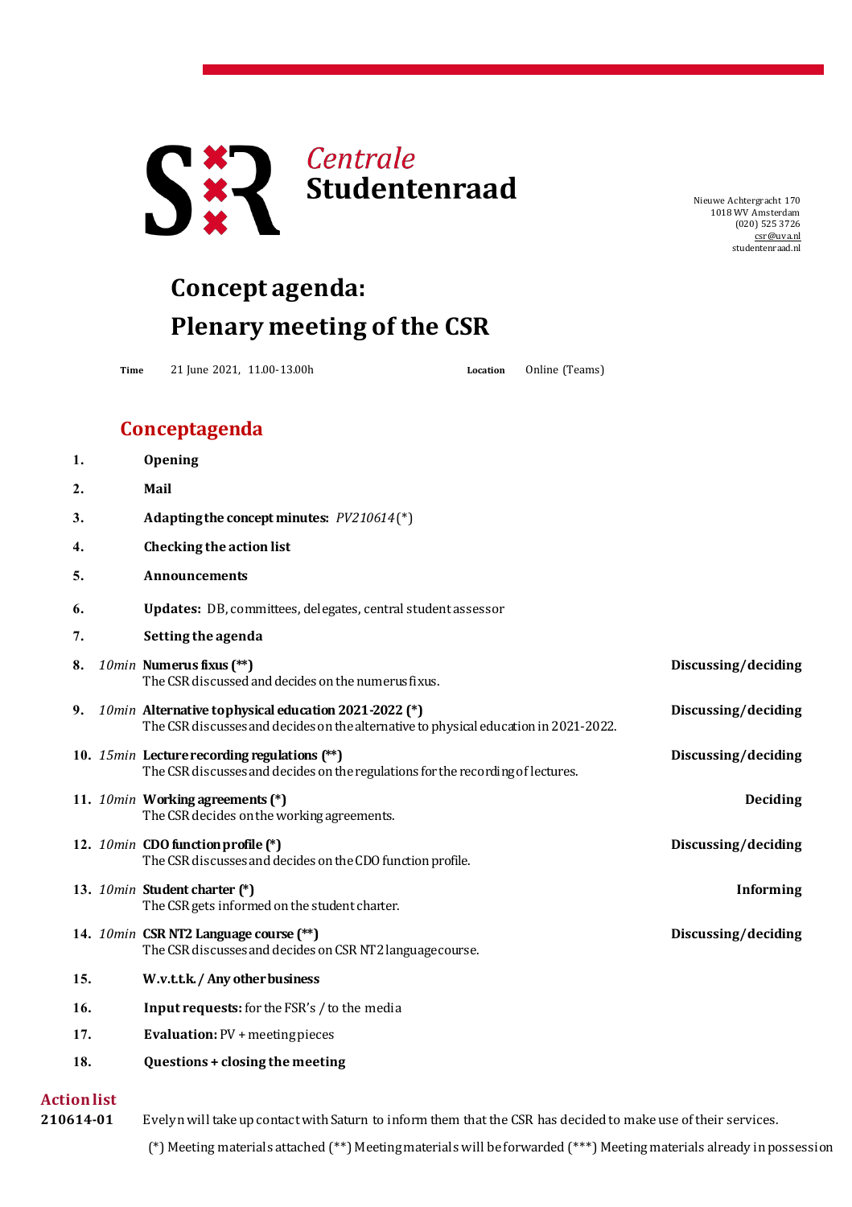# Centrale Studentenraad

Nieuwe Achtergracht 170
1018 WV Amsterdam
(020) 525 3726
csr@uva.nl
studentenraad.nl

# Concept agenda: Plenary meeting of the CSR

**Time** 21 June 2021, 11.00-13.00h **Location** Online (Teams)

## Conceptagenda

1. **Opening**
2. **Mail**
3. **Adapting the concept minutes:** *PV210614* (*)
4. **Checking the action list**
5. **Announcements**
6. **Updates:** DB, committees, delegates, central student assessor
7. **Setting the agenda**
8. *10min* **Numerus fixus (**)** — **Discussing/deciding**
   The CSR discussed and decides on the numerus fixus.
9. *10min* **Alternative to physical education 2021-2022 (*)** — **Discussing/deciding**
   The CSR discusses and decides on the alternative to physical education in 2021-2022.
10. *15min* **Lecture recording regulations (**)** — **Discussing/deciding**
    The CSR discusses and decides on the regulations for the recording of lectures.
11. *10min* **Working agreements (*)** — **Deciding**
    The CSR decides on the working agreements.
12. *10min* **CDO function profile (*)** — **Discussing/deciding**
    The CSR discusses and decides on the CDO function profile.
13. *10min* **Student charter (*)** — **Informing**
    The CSR gets informed on the student charter.
14. *10min* **CSR NT2 Language course (**)** — **Discussing/deciding**
    The CSR discusses and decides on CSR NT2 language course.
15. **W.v.t.t.k. / Any other business**
16. **Input requests:** for the FSR's / to the media
17. **Evaluation:** PV + meeting pieces
18. **Questions + closing the meeting**

## Action list

**210614-01** Evelyn will take up contact with Saturn to inform them that the CSR has decided to make use of their services.

(*) Meeting materials attached (**) Meeting materials will be forwarded (***) Meeting materials already in possession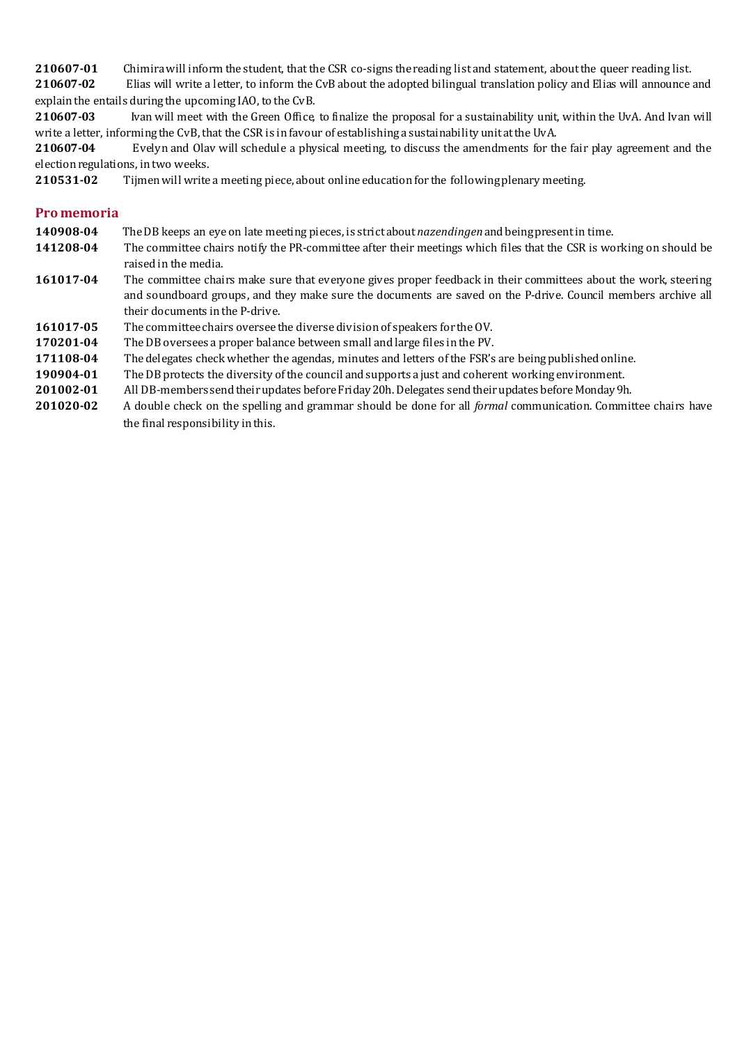**210607-01** Chimira will inform the student, that the CSR co-signs the reading list and statement, about the queer reading list.
**210607-02** Elias will write a letter, to inform the CvB about the adopted bilingual translation policy and Elias will announce and explain the entails during the upcoming IAO, to the CvB.
**210607-03** Ivan will meet with the Green Office, to finalize the proposal for a sustainability unit, within the UvA. And Ivan will write a letter, informing the CvB, that the CSR is in favour of establishing a sustainability unit at the UvA.
**210607-04** Evelyn and Olav will schedule a physical meeting, to discuss the amendments for the fair play agreement and the election regulations, in two weeks.
**210531-02** Tijmen will write a meeting piece, about online education for the following plenary meeting.

## Pro memoria

**140908-04** The DB keeps an eye on late meeting pieces, is strict about *nazendingen* and being present in time.
**141208-04** The committee chairs notify the PR-committee after their meetings which files that the CSR is working on should be raised in the media.
**161017-04** The committee chairs make sure that everyone gives proper feedback in their committees about the work, steering and soundboard groups, and they make sure the documents are saved on the P-drive. Council members archive all their documents in the P-drive.
**161017-05** The committee chairs oversee the diverse division of speakers for the OV.
**170201-04** The DB oversees a proper balance between small and large files in the PV.
**171108-04** The delegates check whether the agendas, minutes and letters of the FSR's are being published online.
**190904-01** The DB protects the diversity of the council and supports a just and coherent working environment.
**201002-01** All DB-members send their updates before Friday 20h. Delegates send their updates before Monday 9h.
**201020-02** A double check on the spelling and grammar should be done for all *formal* communication. Committee chairs have the final responsibility in this.